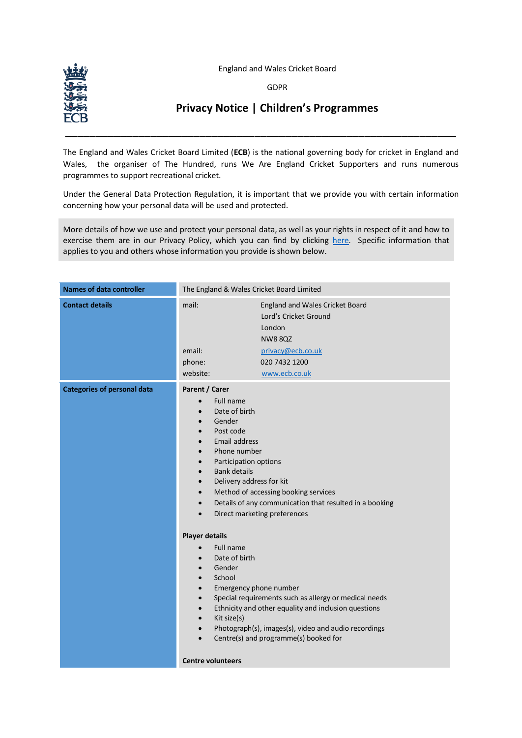England and Wales Cricket Board

GDPR

# Privacy Notice | Children's Programmes

---

The England and Wales Cricket Board Limited (**ECB**) is the national governing body for cricket in England and Wales, the organiser of The Hundred, runs We Are England Cricket Supporters and runs numerous programmes to support recreational cricket.

Under the General Data Protection Regulation, it is important that we provide you with certain information concerning how your personal data will be used and protected.

More details of how we use and protect your personal data, as well as your rights in respect of it and how to exercise them are in our Privacy Policy, which you can find by clicking [here](). Specific information that applies to you and others whose information you provide is shown below.

| **Names of data controller** | The England & Wales Cricket Board Limited |
|---|---|
| **Contact details** | mail: England and Wales Cricket Board<br>Lord's Cricket Ground<br>London<br>NW8 8QZ<br>email: privacy@ecb.co.uk<br>phone: 020 7432 1200<br>website: www.ecb.co.uk |
| **Categories of personal data** | **Parent / Carer**<br>• Full name<br>• Date of birth<br>• Gender<br>• Post code<br>• Email address<br>• Phone number<br>• Participation options<br>• Bank details<br>• Delivery address for kit<br>• Method of accessing booking services<br>• Details of any communication that resulted in a booking<br>• Direct marketing preferences<br><br>**Player details**<br>• Full name<br>• Date of birth<br>• Gender<br>• School<br>• Emergency phone number<br>• Special requirements such as allergy or medical needs<br>• Ethnicity and other equality and inclusion questions<br>• Kit size(s)<br>• Photograph(s), images(s), video and audio recordings<br>• Centre(s) and programme(s) booked for<br><br>**Centre volunteers** |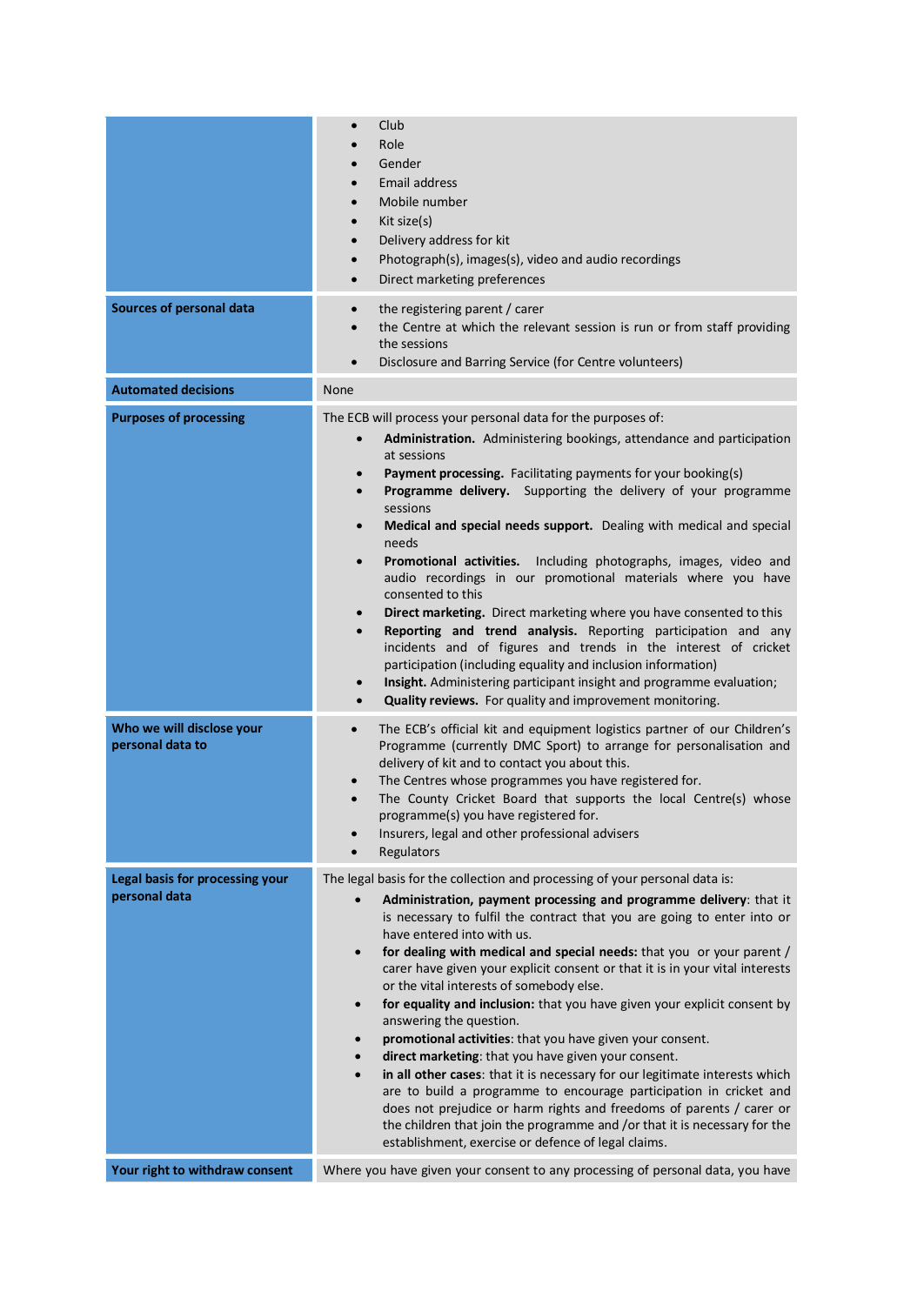| | |
|---|---|
| | • Club<br>• Role<br>• Gender<br>• Email address<br>• Mobile number<br>• Kit size(s)<br>• Delivery address for kit<br>• Photograph(s), images(s), video and audio recordings<br>• Direct marketing preferences |
| **Sources of personal data** | • the registering parent / carer<br>• the Centre at which the relevant session is run or from staff providing the sessions<br>• Disclosure and Barring Service (for Centre volunteers) |
| **Automated decisions** | None |
| **Purposes of processing** | The ECB will process your personal data for the purposes of:<br>• **Administration.** Administering bookings, attendance and participation at sessions<br>• **Payment processing.** Facilitating payments for your booking(s)<br>• **Programme delivery.** Supporting the delivery of your programme sessions<br>• **Medical and special needs support.** Dealing with medical and special needs<br>• **Promotional activities.** Including photographs, images, video and audio recordings in our promotional materials where you have consented to this<br>• **Direct marketing.** Direct marketing where you have consented to this<br>• **Reporting and trend analysis.** Reporting participation and any incidents and of figures and trends in the interest of cricket participation (including equality and inclusion information)<br>• **Insight.** Administering participant insight and programme evaluation;<br>• **Quality reviews.** For quality and improvement monitoring. |
| **Who we will disclose your personal data to** | • The ECB's official kit and equipment logistics partner of our Children's Programme (currently DMC Sport) to arrange for personalisation and delivery of kit and to contact you about this.<br>• The Centres whose programmes you have registered for.<br>• The County Cricket Board that supports the local Centre(s) whose programme(s) you have registered for.<br>• Insurers, legal and other professional advisers<br>• Regulators |
| **Legal basis for processing your personal data** | The legal basis for the collection and processing of your personal data is:<br>• **Administration, payment processing and programme delivery**: that it is necessary to fulfil the contract that you are going to enter into or have entered into with us.<br>• **for dealing with medical and special needs:** that you or your parent / carer have given your explicit consent or that it is in your vital interests or the vital interests of somebody else.<br>• **for equality and inclusion:** that you have given your explicit consent by answering the question.<br>• **promotional activities**: that you have given your consent.<br>• **direct marketing**: that you have given your consent.<br>• **in all other cases**: that it is necessary for our legitimate interests which are to build a programme to encourage participation in cricket and does not prejudice or harm rights and freedoms of parents / carer or the children that join the programme and /or that it is necessary for the establishment, exercise or defence of legal claims. |
| **Your right to withdraw consent** | Where you have given your consent to any processing of personal data, you have |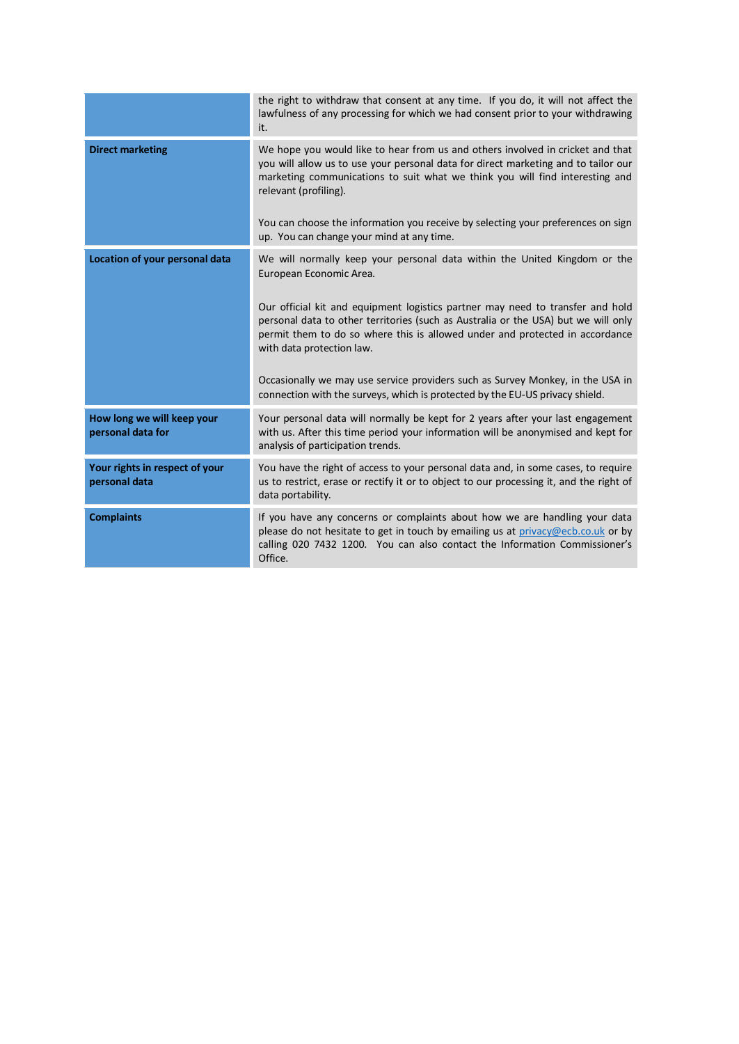| | |
|---|---|
| | the right to withdraw that consent at any time. If you do, it will not affect the lawfulness of any processing for which we had consent prior to your withdrawing it. |
| **Direct marketing** | We hope you would like to hear from us and others involved in cricket and that you will allow us to use your personal data for direct marketing and to tailor our marketing communications to suit what we think you will find interesting and relevant (profiling).<br><br>You can choose the information you receive by selecting your preferences on sign up. You can change your mind at any time. |
| **Location of your personal data** | We will normally keep your personal data within the United Kingdom or the European Economic Area.<br><br>Our official kit and equipment logistics partner may need to transfer and hold personal data to other territories (such as Australia or the USA) but we will only permit them to do so where this is allowed under and protected in accordance with data protection law.<br><br>Occasionally we may use service providers such as Survey Monkey, in the USA in connection with the surveys, which is protected by the EU-US privacy shield. |
| **How long we will keep your personal data for** | Your personal data will normally be kept for 2 years after your last engagement with us. After this time period your information will be anonymised and kept for analysis of participation trends. |
| **Your rights in respect of your personal data** | You have the right of access to your personal data and, in some cases, to require us to restrict, erase or rectify it or to object to our processing it, and the right of data portability. |
| **Complaints** | If you have any concerns or complaints about how we are handling your data please do not hesitate to get in touch by emailing us at privacy@ecb.co.uk or by calling 020 7432 1200. You can also contact the Information Commissioner's Office. |